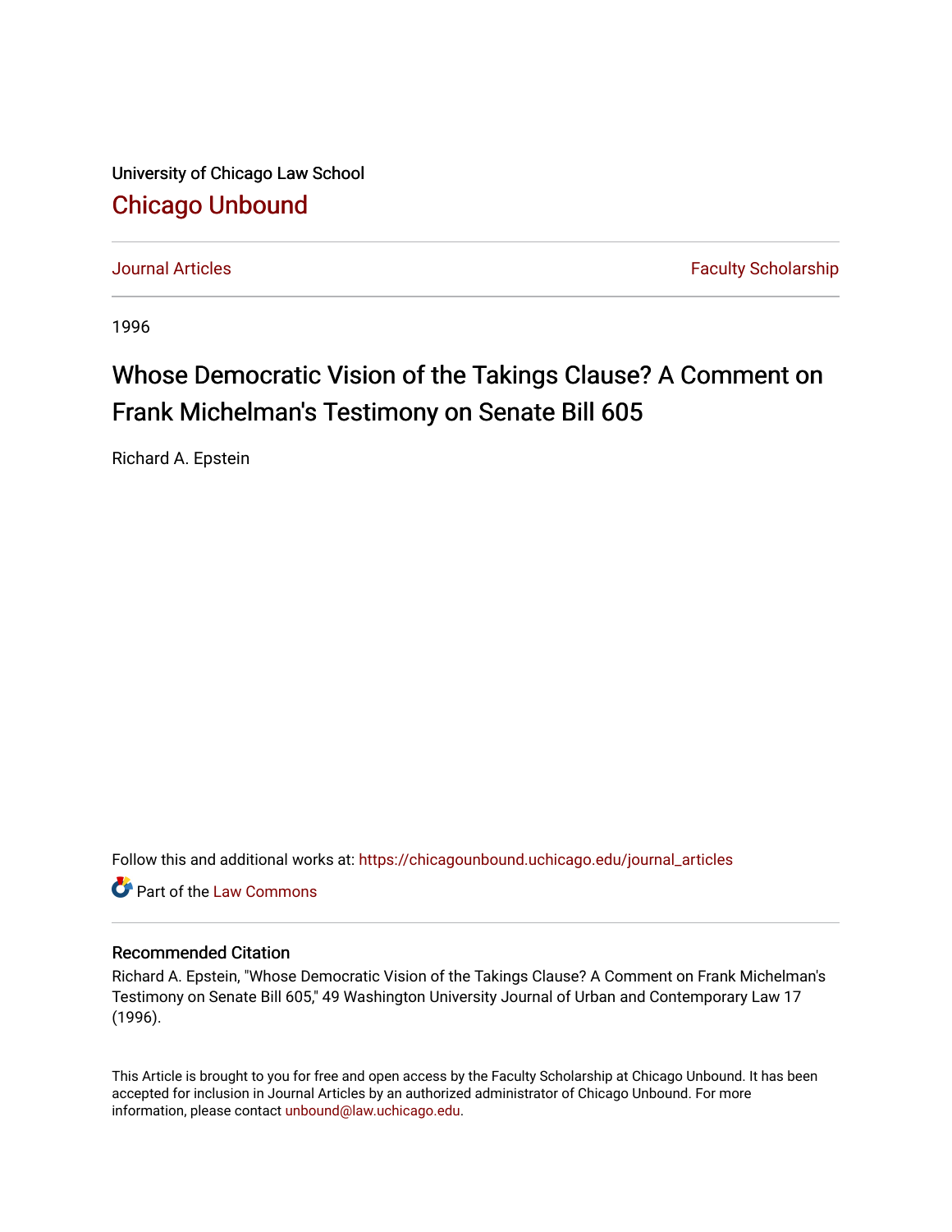University of Chicago Law School

# Chicago Unbound

Journal Articles | Faculty Scholarship

1996

# Whose Democratic Vision of the Takings Clause? A Comment on Frank Michelman's Testimony on Senate Bill 605

Richard A. Epstein

Follow this and additional works at: https://chicagounbound.uchicago.edu/journal_articles

Part of the Law Commons

## Recommended Citation

Richard A. Epstein, "Whose Democratic Vision of the Takings Clause? A Comment on Frank Michelman's Testimony on Senate Bill 605," 49 Washington University Journal of Urban and Contemporary Law 17 (1996).

This Article is brought to you for free and open access by the Faculty Scholarship at Chicago Unbound. It has been accepted for inclusion in Journal Articles by an authorized administrator of Chicago Unbound. For more information, please contact unbound@law.uchicago.edu.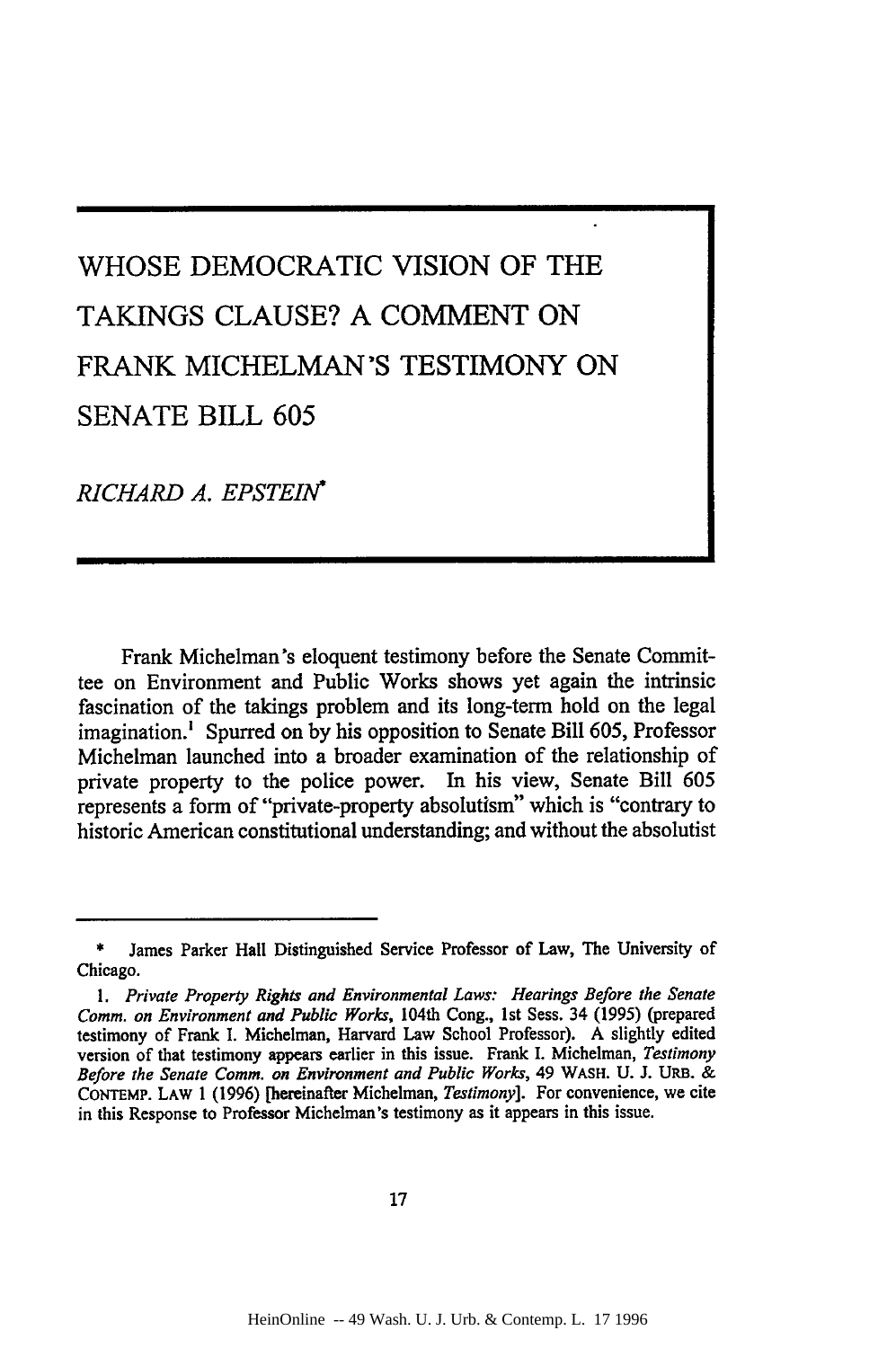# WHOSE DEMOCRATIC VISION OF THE TAKINGS CLAUSE? A COMMENT ON FRANK MICHELMAN'S TESTIMONY ON SENATE BILL 605

*RICHARD A. EPSTEIN*[*]

Frank Michelman's eloquent testimony before the Senate Committee on Environment and Public Works shows yet again the intrinsic fascination of the takings problem and its long-term hold on the legal imagination.[1] Spurred on by his opposition to Senate Bill 605, Professor Michelman launched into a broader examination of the relationship of private property to the police power. In his view, Senate Bill 605 represents a form of "private-property absolutism" which is "contrary to historic American constitutional understanding; and without the absolutist

---

\* James Parker Hall Distinguished Service Professor of Law, The University of Chicago.

1. *Private Property Rights and Environmental Laws: Hearings Before the Senate Comm. on Environment and Public Works*, 104th Cong., 1st Sess. 34 (1995) (prepared testimony of Frank I. Michelman, Harvard Law School Professor). A slightly edited version of that testimony appears earlier in this issue. Frank I. Michelman, *Testimony Before the Senate Comm. on Environment and Public Works*, 49 WASH. U. J. URB. & CONTEMP. LAW 1 (1996) [hereinafter Michelman, *Testimony*]. For convenience, we cite in this Response to Professor Michelman's testimony as it appears in this issue.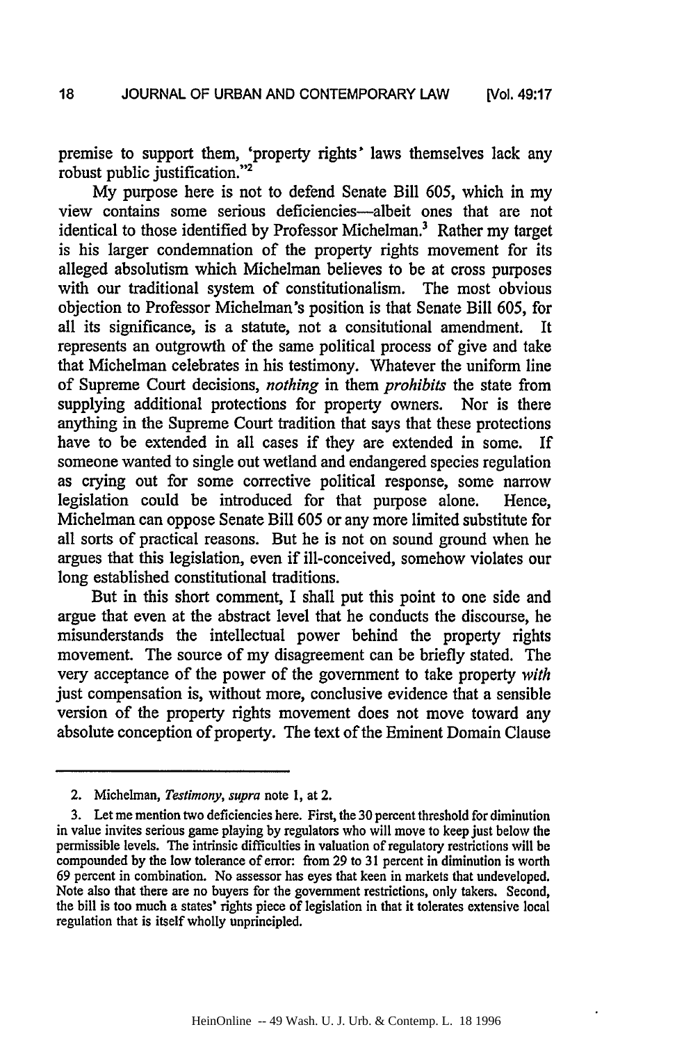premise to support them, 'property rights' laws themselves lack any robust public justification."[2]

My purpose here is not to defend Senate Bill 605, which in my view contains some serious deficiencies—albeit ones that are not identical to those identified by Professor Michelman.[3] Rather my target is his larger condemnation of the property rights movement for its alleged absolutism which Michelman believes to be at cross purposes with our traditional system of constitutionalism. The most obvious objection to Professor Michelman's position is that Senate Bill 605, for all its significance, is a statute, not a consitutional amendment. It represents an outgrowth of the same political process of give and take that Michelman celebrates in his testimony. Whatever the uniform line of Supreme Court decisions, *nothing* in them *prohibits* the state from supplying additional protections for property owners. Nor is there anything in the Supreme Court tradition that says that these protections have to be extended in all cases if they are extended in some. If someone wanted to single out wetland and endangered species regulation as crying out for some corrective political response, some narrow legislation could be introduced for that purpose alone. Hence, Michelman can oppose Senate Bill 605 or any more limited substitute for all sorts of practical reasons. But he is not on sound ground when he argues that this legislation, even if ill-conceived, somehow violates our long established constitutional traditions.

But in this short comment, I shall put this point to one side and argue that even at the abstract level that he conducts the discourse, he misunderstands the intellectual power behind the property rights movement. The source of my disagreement can be briefly stated. The very acceptance of the power of the government to take property *with* just compensation is, without more, conclusive evidence that a sensible version of the property rights movement does not move toward any absolute conception of property. The text of the Eminent Domain Clause

---

2. Michelman, *Testimony*, *supra* note 1, at 2.

3. Let me mention two deficiencies here. First, the 30 percent threshold for diminution in value invites serious game playing by regulators who will move to keep just below the permissible levels. The intrinsic difficulties in valuation of regulatory restrictions will be compounded by the low tolerance of error: from 29 to 31 percent in diminution is worth 69 percent in combination. No assessor has eyes that keen in markets that undeveloped. Note also that there are no buyers for the government restrictions, only takers. Second, the bill is too much a states' rights piece of legislation in that it tolerates extensive local regulation that is itself wholly unprincipled.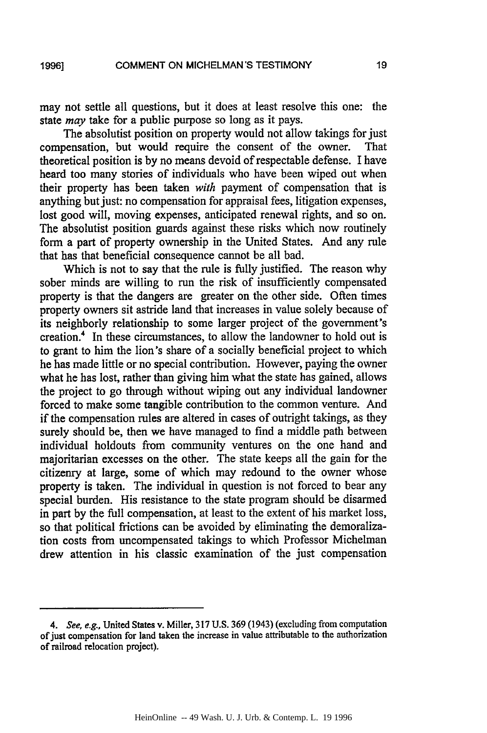may not settle all questions, but it does at least resolve this one: the state *may* take for a public purpose so long as it pays.

The absolutist position on property would not allow takings for just compensation, but would require the consent of the owner. That theoretical position is by no means devoid of respectable defense. I have heard too many stories of individuals who have been wiped out when their property has been taken *with* payment of compensation that is anything but just: no compensation for appraisal fees, litigation expenses, lost good will, moving expenses, anticipated renewal rights, and so on. The absolutist position guards against these risks which now routinely form a part of property ownership in the United States. And any rule that has that beneficial consequence cannot be all bad.

Which is not to say that the rule is fully justified. The reason why sober minds are willing to run the risk of insufficiently compensated property is that the dangers are greater on the other side. Often times property owners sit astride land that increases in value solely because of its neighborly relationship to some larger project of the government's creation.[4] In these circumstances, to allow the landowner to hold out is to grant to him the lion's share of a socially beneficial project to which he has made little or no special contribution. However, paying the owner what he has lost, rather than giving him what the state has gained, allows the project to go through without wiping out any individual landowner forced to make some tangible contribution to the common venture. And if the compensation rules are altered in cases of outright takings, as they surely should be, then we have managed to find a middle path between individual holdouts from community ventures on the one hand and majoritarian excesses on the other. The state keeps all the gain for the citizenry at large, some of which may redound to the owner whose property is taken. The individual in question is not forced to bear any special burden. His resistance to the state program should be disarmed in part by the full compensation, at least to the extent of his market loss, so that political frictions can be avoided by eliminating the demoralization costs from uncompensated takings to which Professor Michelman drew attention in his classic examination of the just compensation

4. *See, e.g.*, United States v. Miller, 317 U.S. 369 (1943) (excluding from computation of just compensation for land taken the increase in value attributable to the authorization of railroad relocation project).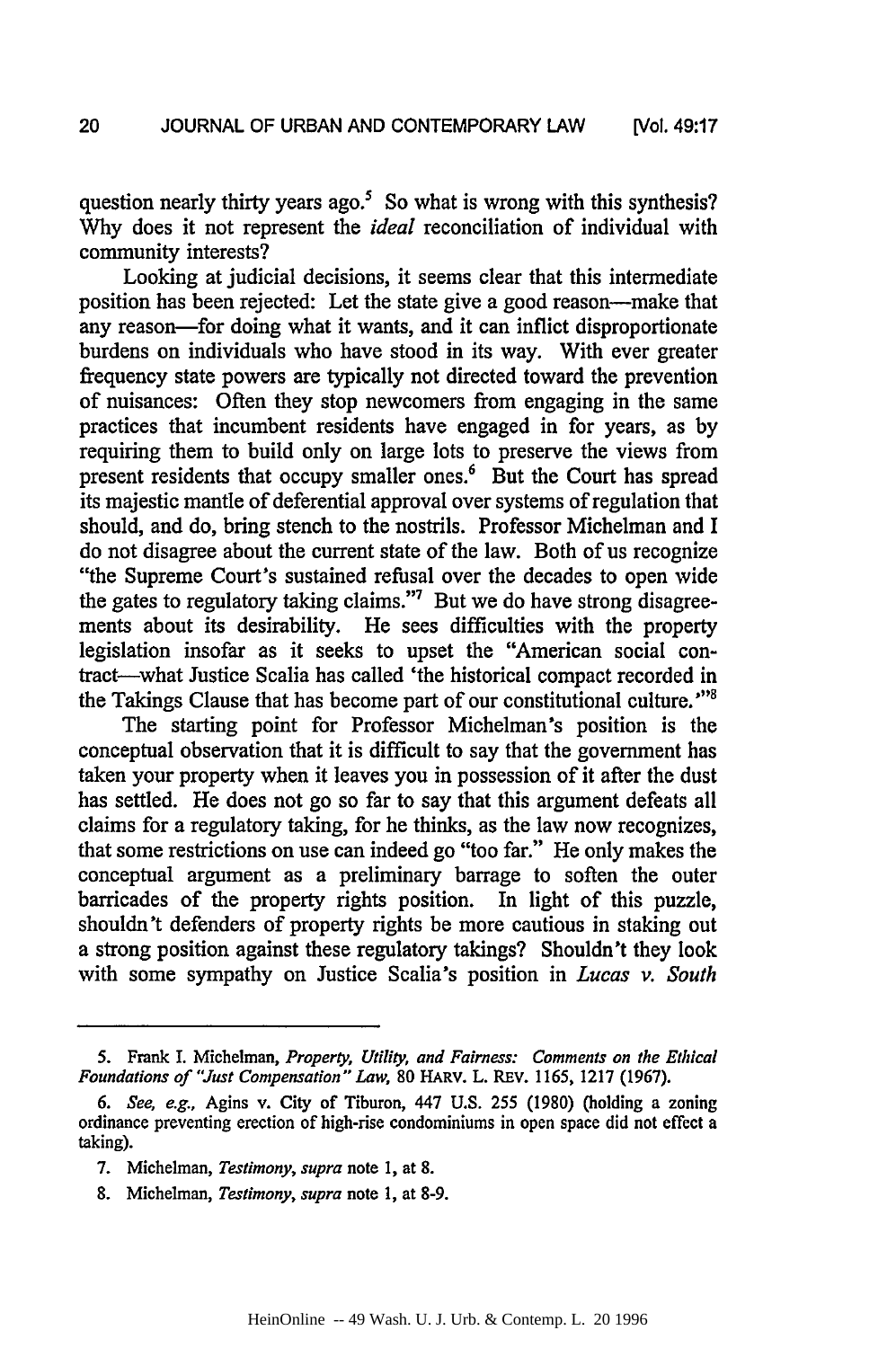question nearly thirty years ago.[5] So what is wrong with this synthesis? Why does it not represent the *ideal* reconciliation of individual with community interests?

Looking at judicial decisions, it seems clear that this intermediate position has been rejected: Let the state give a good reason—make that any reason—for doing what it wants, and it can inflict disproportionate burdens on individuals who have stood in its way. With ever greater frequency state powers are typically not directed toward the prevention of nuisances: Often they stop newcomers from engaging in the same practices that incumbent residents have engaged in for years, as by requiring them to build only on large lots to preserve the views from present residents that occupy smaller ones.[6] But the Court has spread its majestic mantle of deferential approval over systems of regulation that should, and do, bring stench to the nostrils. Professor Michelman and I do not disagree about the current state of the law. Both of us recognize "the Supreme Court's sustained refusal over the decades to open wide the gates to regulatory taking claims."[7] But we do have strong disagreements about its desirability. He sees difficulties with the property legislation insofar as it seeks to upset the "American social contract—what Justice Scalia has called 'the historical compact recorded in the Takings Clause that has become part of our constitutional culture.'"[8]

The starting point for Professor Michelman's position is the conceptual observation that it is difficult to say that the government has taken your property when it leaves you in possession of it after the dust has settled. He does not go so far to say that this argument defeats all claims for a regulatory taking, for he thinks, as the law now recognizes, that some restrictions on use can indeed go "too far." He only makes the conceptual argument as a preliminary barrage to soften the outer barricades of the property rights position. In light of this puzzle, shouldn't defenders of property rights be more cautious in staking out a strong position against these regulatory takings? Shouldn't they look with some sympathy on Justice Scalia's position in *Lucas v. South*

5. Frank I. Michelman, *Property, Utility, and Fairness: Comments on the Ethical Foundations of "Just Compensation" Law*, 80 HARV. L. REV. 1165, 1217 (1967).

6. *See, e.g.*, Agins v. City of Tiburon, 447 U.S. 255 (1980) (holding a zoning ordinance preventing erection of high-rise condominiums in open space did not effect a taking).

7. Michelman, *Testimony*, *supra* note 1, at 8.

8. Michelman, *Testimony*, *supra* note 1, at 8-9.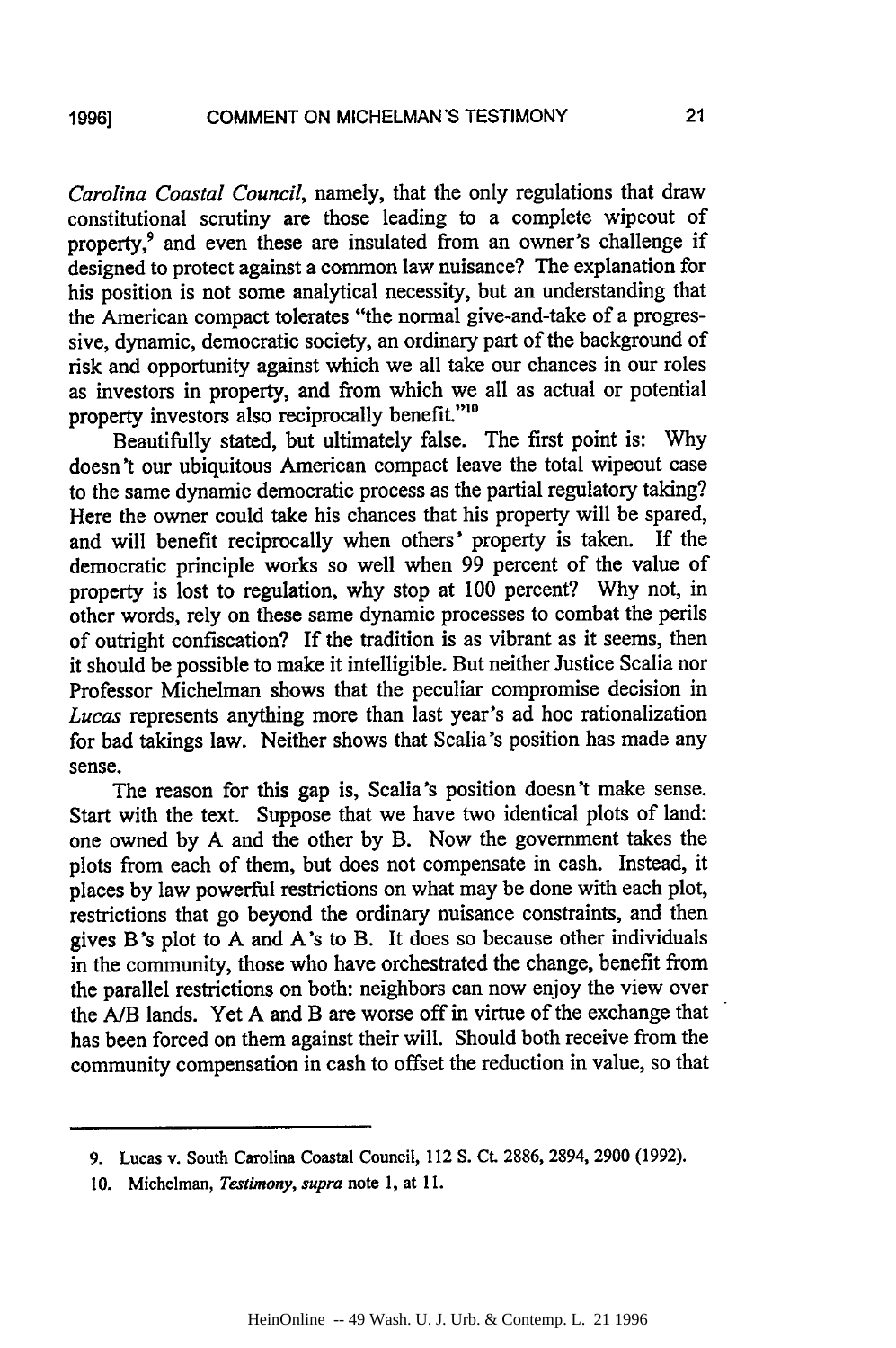*Carolina Coastal Council*, namely, that the only regulations that draw constitutional scrutiny are those leading to a complete wipeout of property,[9] and even these are insulated from an owner's challenge if designed to protect against a common law nuisance? The explanation for his position is not some analytical necessity, but an understanding that the American compact tolerates "the normal give-and-take of a progressive, dynamic, democratic society, an ordinary part of the background of risk and opportunity against which we all take our chances in our roles as investors in property, and from which we all as actual or potential property investors also reciprocally benefit."[10]

Beautifully stated, but ultimately false. The first point is: Why doesn't our ubiquitous American compact leave the total wipeout case to the same dynamic democratic process as the partial regulatory taking? Here the owner could take his chances that his property will be spared, and will benefit reciprocally when others' property is taken. If the democratic principle works so well when 99 percent of the value of property is lost to regulation, why stop at 100 percent? Why not, in other words, rely on these same dynamic processes to combat the perils of outright confiscation? If the tradition is as vibrant as it seems, then it should be possible to make it intelligible. But neither Justice Scalia nor Professor Michelman shows that the peculiar compromise decision in *Lucas* represents anything more than last year's ad hoc rationalization for bad takings law. Neither shows that Scalia's position has made any sense.

The reason for this gap is, Scalia's position doesn't make sense. Start with the text. Suppose that we have two identical plots of land: one owned by A and the other by B. Now the government takes the plots from each of them, but does not compensate in cash. Instead, it places by law powerful restrictions on what may be done with each plot, restrictions that go beyond the ordinary nuisance constraints, and then gives B's plot to A and A's to B. It does so because other individuals in the community, those who have orchestrated the change, benefit from the parallel restrictions on both: neighbors can now enjoy the view over the A/B lands. Yet A and B are worse off in virtue of the exchange that has been forced on them against their will. Should both receive from the community compensation in cash to offset the reduction in value, so that

---

9. Lucas v. South Carolina Coastal Council, 112 S. Ct. 2886, 2894, 2900 (1992).

10. Michelman, *Testimony*, *supra* note 1, at 11.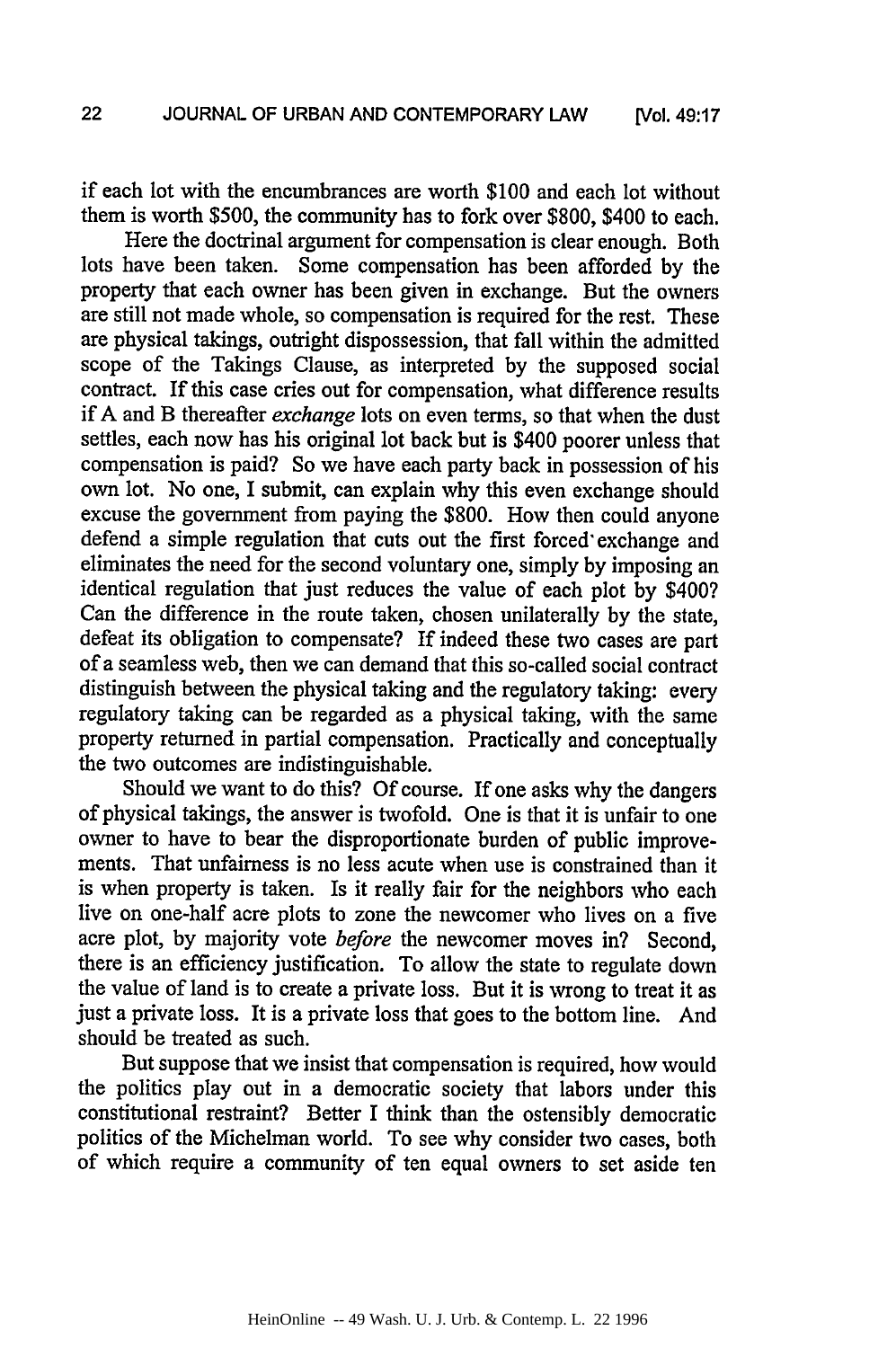if each lot with the encumbrances are worth $100 and each lot without them is worth $500, the community has to fork over $800, $400 to each.

Here the doctrinal argument for compensation is clear enough. Both lots have been taken. Some compensation has been afforded by the property that each owner has been given in exchange. But the owners are still not made whole, so compensation is required for the rest. These are physical takings, outright dispossession, that fall within the admitted scope of the Takings Clause, as interpreted by the supposed social contract. If this case cries out for compensation, what difference results if A and B thereafter *exchange* lots on even terms, so that when the dust settles, each now has his original lot back but is $400 poorer unless that compensation is paid? So we have each party back in possession of his own lot. No one, I submit, can explain why this even exchange should excuse the government from paying the $800. How then could anyone defend a simple regulation that cuts out the first forced exchange and eliminates the need for the second voluntary one, simply by imposing an identical regulation that just reduces the value of each plot by $400? Can the difference in the route taken, chosen unilaterally by the state, defeat its obligation to compensate? If indeed these two cases are part of a seamless web, then we can demand that this so-called social contract distinguish between the physical taking and the regulatory taking: every regulatory taking can be regarded as a physical taking, with the same property returned in partial compensation. Practically and conceptually the two outcomes are indistinguishable.

Should we want to do this? Of course. If one asks why the dangers of physical takings, the answer is twofold. One is that it is unfair to one owner to have to bear the disproportionate burden of public improvements. That unfairness is no less acute when use is constrained than it is when property is taken. Is it really fair for the neighbors who each live on one-half acre plots to zone the newcomer who lives on a five acre plot, by majority vote *before* the newcomer moves in? Second, there is an efficiency justification. To allow the state to regulate down the value of land is to create a private loss. But it is wrong to treat it as just a private loss. It is a private loss that goes to the bottom line. And should be treated as such.

But suppose that we insist that compensation is required, how would the politics play out in a democratic society that labors under this constitutional restraint? Better I think than the ostensibly democratic politics of the Michelman world. To see why consider two cases, both of which require a community of ten equal owners to set aside ten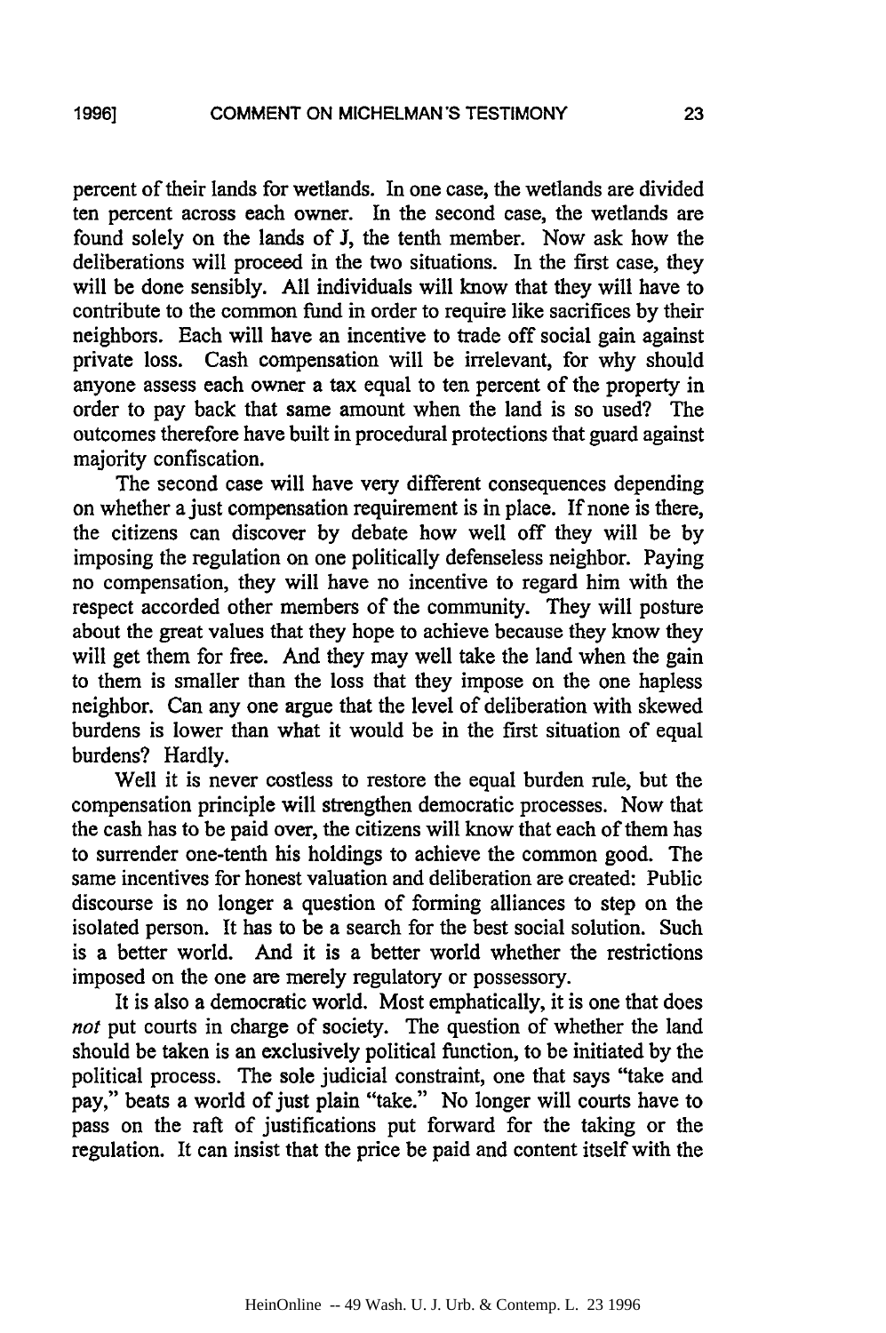percent of their lands for wetlands. In one case, the wetlands are divided ten percent across each owner. In the second case, the wetlands are found solely on the lands of J, the tenth member. Now ask how the deliberations will proceed in the two situations. In the first case, they will be done sensibly. All individuals will know that they will have to contribute to the common fund in order to require like sacrifices by their neighbors. Each will have an incentive to trade off social gain against private loss. Cash compensation will be irrelevant, for why should anyone assess each owner a tax equal to ten percent of the property in order to pay back that same amount when the land is so used? The outcomes therefore have built in procedural protections that guard against majority confiscation.

The second case will have very different consequences depending on whether a just compensation requirement is in place. If none is there, the citizens can discover by debate how well off they will be by imposing the regulation on one politically defenseless neighbor. Paying no compensation, they will have no incentive to regard him with the respect accorded other members of the community. They will posture about the great values that they hope to achieve because they know they will get them for free. And they may well take the land when the gain to them is smaller than the loss that they impose on the one hapless neighbor. Can any one argue that the level of deliberation with skewed burdens is lower than what it would be in the first situation of equal burdens? Hardly.

Well it is never costless to restore the equal burden rule, but the compensation principle will strengthen democratic processes. Now that the cash has to be paid over, the citizens will know that each of them has to surrender one-tenth his holdings to achieve the common good. The same incentives for honest valuation and deliberation are created: Public discourse is no longer a question of forming alliances to step on the isolated person. It has to be a search for the best social solution. Such is a better world. And it is a better world whether the restrictions imposed on the one are merely regulatory or possessory.

It is also a democratic world. Most emphatically, it is one that does *not* put courts in charge of society. The question of whether the land should be taken is an exclusively political function, to be initiated by the political process. The sole judicial constraint, one that says "take and pay," beats a world of just plain "take." No longer will courts have to pass on the raft of justifications put forward for the taking or the regulation. It can insist that the price be paid and content itself with the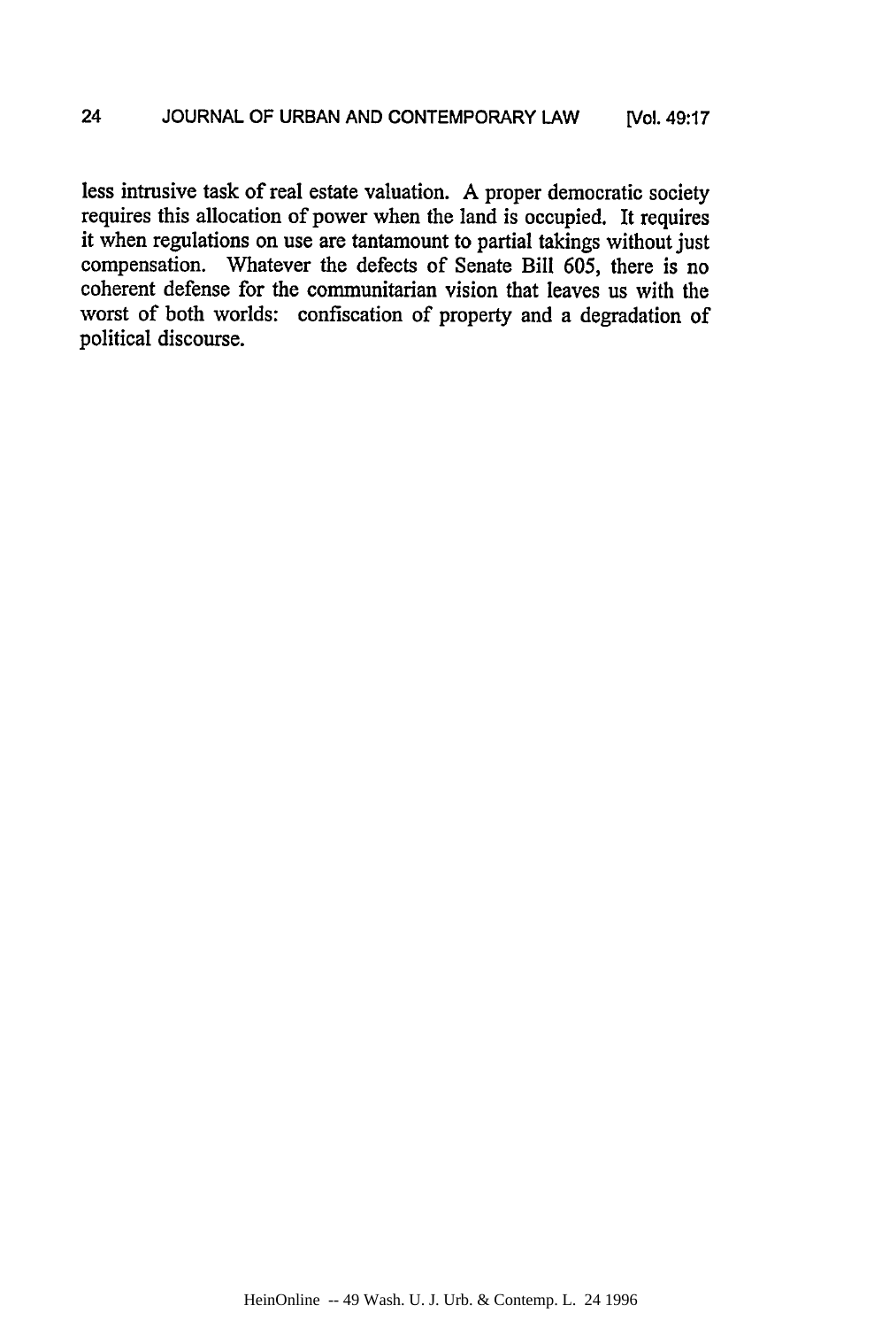less intrusive task of real estate valuation. A proper democratic society requires this allocation of power when the land is occupied. It requires it when regulations on use are tantamount to partial takings without just compensation. Whatever the defects of Senate Bill 605, there is no coherent defense for the communitarian vision that leaves us with the worst of both worlds: confiscation of property and a degradation of political discourse.